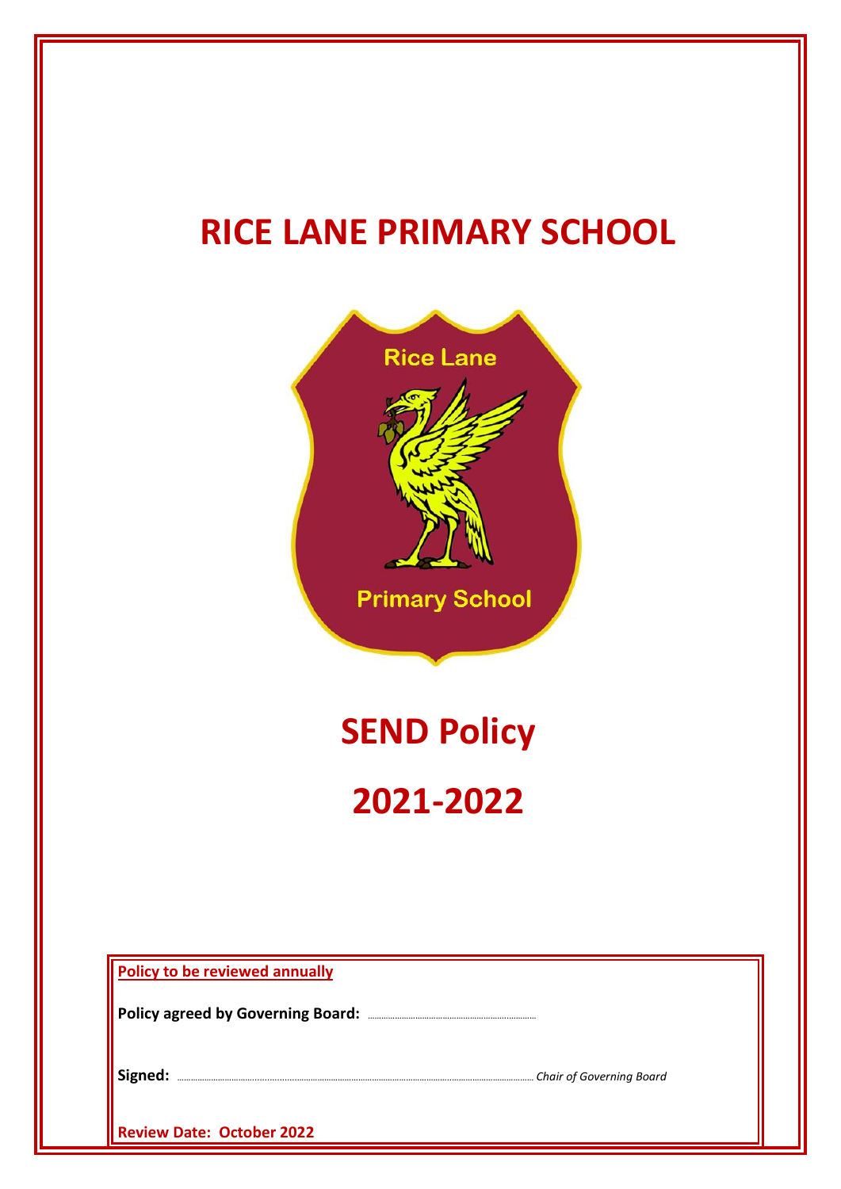# RICE LANE PRIMARY SCHOOL

# SEND Policy

# 2021-2022

**Policy to be reviewed annually**

**Policy agreed by Governing Board:** ..............................................

**Signed:** .............................................................................................. *Chair of Governing Board*

**Review Date: October 2022**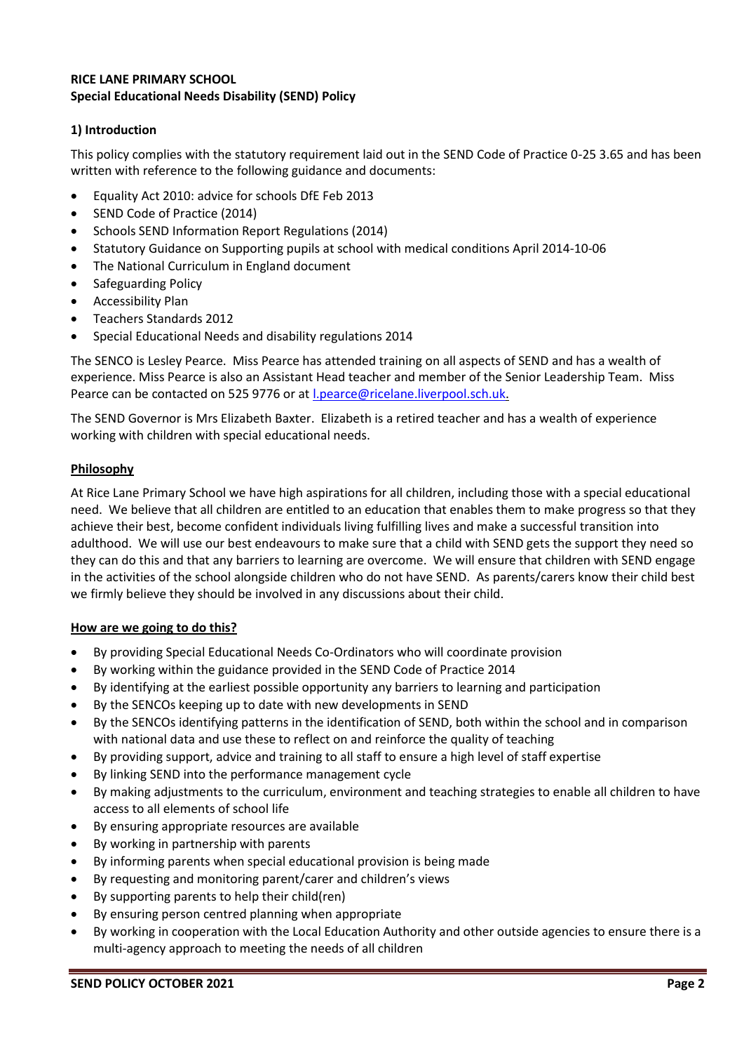**RICE LANE PRIMARY SCHOOL**
**Special Educational Needs Disability (SEND) Policy**

## 1) Introduction

This policy complies with the statutory requirement laid out in the SEND Code of Practice 0-25 3.65 and has been written with reference to the following guidance and documents:

- Equality Act 2010: advice for schools DfE Feb 2013
- SEND Code of Practice (2014)
- Schools SEND Information Report Regulations (2014)
- Statutory Guidance on Supporting pupils at school with medical conditions April 2014-10-06
- The National Curriculum in England document
- Safeguarding Policy
- Accessibility Plan
- Teachers Standards 2012
- Special Educational Needs and disability regulations 2014

The SENCO is Lesley Pearce. Miss Pearce has attended training on all aspects of SEND and has a wealth of experience. Miss Pearce is also an Assistant Head teacher and member of the Senior Leadership Team. Miss Pearce can be contacted on 525 9776 or at l.pearce@ricelane.liverpool.sch.uk.

The SEND Governor is Mrs Elizabeth Baxter. Elizabeth is a retired teacher and has a wealth of experience working with children with special educational needs.

### Philosophy

At Rice Lane Primary School we have high aspirations for all children, including those with a special educational need. We believe that all children are entitled to an education that enables them to make progress so that they achieve their best, become confident individuals living fulfilling lives and make a successful transition into adulthood. We will use our best endeavours to make sure that a child with SEND gets the support they need so they can do this and that any barriers to learning are overcome. We will ensure that children with SEND engage in the activities of the school alongside children who do not have SEND. As parents/carers know their child best we firmly believe they should be involved in any discussions about their child.

### How are we going to do this?

- By providing Special Educational Needs Co-Ordinators who will coordinate provision
- By working within the guidance provided in the SEND Code of Practice 2014
- By identifying at the earliest possible opportunity any barriers to learning and participation
- By the SENCOs keeping up to date with new developments in SEND
- By the SENCOs identifying patterns in the identification of SEND, both within the school and in comparison with national data and use these to reflect on and reinforce the quality of teaching
- By providing support, advice and training to all staff to ensure a high level of staff expertise
- By linking SEND into the performance management cycle
- By making adjustments to the curriculum, environment and teaching strategies to enable all children to have access to all elements of school life
- By ensuring appropriate resources are available
- By working in partnership with parents
- By informing parents when special educational provision is being made
- By requesting and monitoring parent/carer and children's views
- By supporting parents to help their child(ren)
- By ensuring person centred planning when appropriate
- By working in cooperation with the Local Education Authority and other outside agencies to ensure there is a multi-agency approach to meeting the needs of all children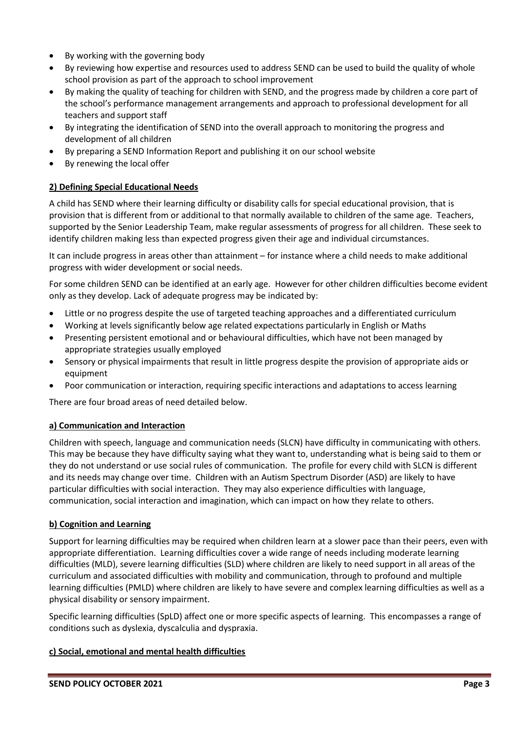- By working with the governing body
- By reviewing how expertise and resources used to address SEND can be used to build the quality of whole school provision as part of the approach to school improvement
- By making the quality of teaching for children with SEND, and the progress made by children a core part of the school's performance management arrangements and approach to professional development for all teachers and support staff
- By integrating the identification of SEND into the overall approach to monitoring the progress and development of all children
- By preparing a SEND Information Report and publishing it on our school website
- By renewing the local offer

## 2) Defining Special Educational Needs

A child has SEND where their learning difficulty or disability calls for special educational provision, that is provision that is different from or additional to that normally available to children of the same age. Teachers, supported by the Senior Leadership Team, make regular assessments of progress for all children. These seek to identify children making less than expected progress given their age and individual circumstances.

It can include progress in areas other than attainment – for instance where a child needs to make additional progress with wider development or social needs.

For some children SEND can be identified at an early age. However for other children difficulties become evident only as they develop. Lack of adequate progress may be indicated by:

- Little or no progress despite the use of targeted teaching approaches and a differentiated curriculum
- Working at levels significantly below age related expectations particularly in English or Maths
- Presenting persistent emotional and or behavioural difficulties, which have not been managed by appropriate strategies usually employed
- Sensory or physical impairments that result in little progress despite the provision of appropriate aids or equipment
- Poor communication or interaction, requiring specific interactions and adaptations to access learning

There are four broad areas of need detailed below.

### a) Communication and Interaction

Children with speech, language and communication needs (SLCN) have difficulty in communicating with others. This may be because they have difficulty saying what they want to, understanding what is being said to them or they do not understand or use social rules of communication. The profile for every child with SLCN is different and its needs may change over time. Children with an Autism Spectrum Disorder (ASD) are likely to have particular difficulties with social interaction. They may also experience difficulties with language, communication, social interaction and imagination, which can impact on how they relate to others.

### b) Cognition and Learning

Support for learning difficulties may be required when children learn at a slower pace than their peers, even with appropriate differentiation. Learning difficulties cover a wide range of needs including moderate learning difficulties (MLD), severe learning difficulties (SLD) where children are likely to need support in all areas of the curriculum and associated difficulties with mobility and communication, through to profound and multiple learning difficulties (PMLD) where children are likely to have severe and complex learning difficulties as well as a physical disability or sensory impairment.

Specific learning difficulties (SpLD) affect one or more specific aspects of learning. This encompasses a range of conditions such as dyslexia, dyscalculia and dyspraxia.

### c) Social, emotional and mental health difficulties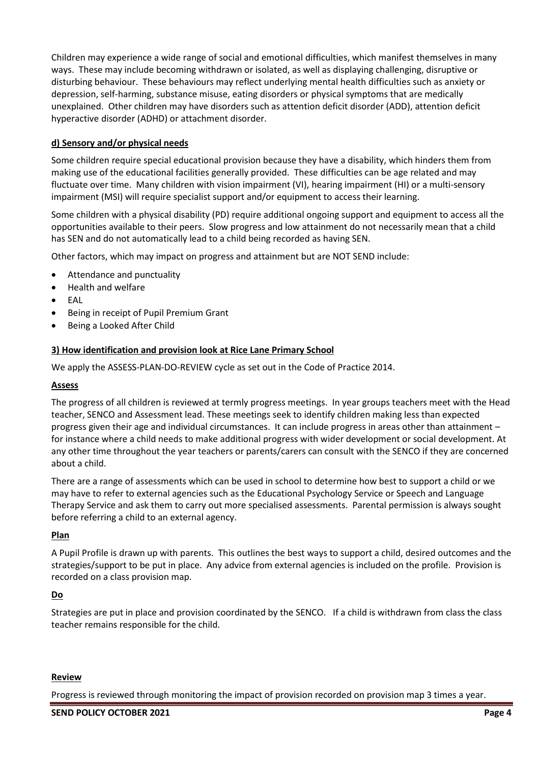Children may experience a wide range of social and emotional difficulties, which manifest themselves in many ways. These may include becoming withdrawn or isolated, as well as displaying challenging, disruptive or disturbing behaviour. These behaviours may reflect underlying mental health difficulties such as anxiety or depression, self-harming, substance misuse, eating disorders or physical symptoms that are medically unexplained. Other children may have disorders such as attention deficit disorder (ADD), attention deficit hyperactive disorder (ADHD) or attachment disorder.

**d) Sensory and/or physical needs**

Some children require special educational provision because they have a disability, which hinders them from making use of the educational facilities generally provided. These difficulties can be age related and may fluctuate over time. Many children with vision impairment (VI), hearing impairment (HI) or a multi-sensory impairment (MSI) will require specialist support and/or equipment to access their learning.

Some children with a physical disability (PD) require additional ongoing support and equipment to access all the opportunities available to their peers. Slow progress and low attainment do not necessarily mean that a child has SEN and do not automatically lead to a child being recorded as having SEN.

Other factors, which may impact on progress and attainment but are NOT SEND include:

- Attendance and punctuality
- Health and welfare
- EAL
- Being in receipt of Pupil Premium Grant
- Being a Looked After Child

## 3) How identification and provision look at Rice Lane Primary School

We apply the ASSESS-PLAN-DO-REVIEW cycle as set out in the Code of Practice 2014.

### Assess

The progress of all children is reviewed at termly progress meetings. In year groups teachers meet with the Head teacher, SENCO and Assessment lead. These meetings seek to identify children making less than expected progress given their age and individual circumstances. It can include progress in areas other than attainment – for instance where a child needs to make additional progress with wider development or social development. At any other time throughout the year teachers or parents/carers can consult with the SENCO if they are concerned about a child.

There are a range of assessments which can be used in school to determine how best to support a child or we may have to refer to external agencies such as the Educational Psychology Service or Speech and Language Therapy Service and ask them to carry out more specialised assessments. Parental permission is always sought before referring a child to an external agency.

### Plan

A Pupil Profile is drawn up with parents. This outlines the best ways to support a child, desired outcomes and the strategies/support to be put in place. Any advice from external agencies is included on the profile. Provision is recorded on a class provision map.

### Do

Strategies are put in place and provision coordinated by the SENCO. If a child is withdrawn from class the class teacher remains responsible for the child.

### Review

Progress is reviewed through monitoring the impact of provision recorded on provision map 3 times a year.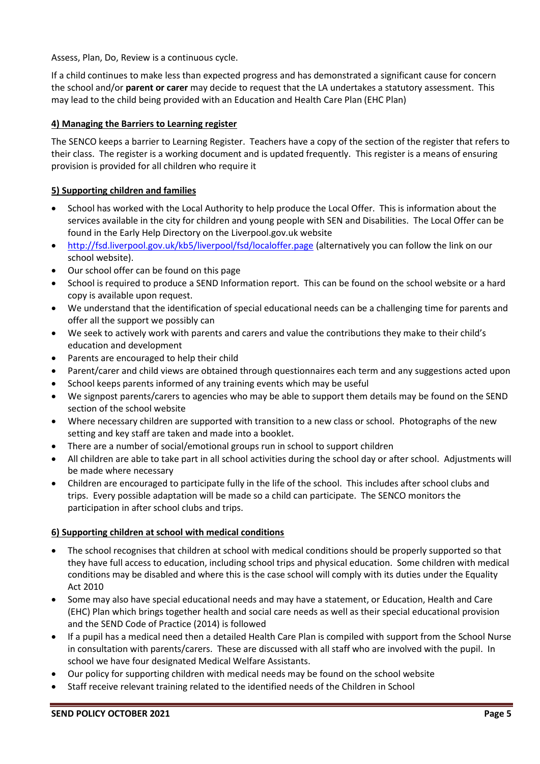Assess, Plan, Do, Review is a continuous cycle.

If a child continues to make less than expected progress and has demonstrated a significant cause for concern the school and/or **parent or carer** may decide to request that the LA undertakes a statutory assessment. This may lead to the child being provided with an Education and Health Care Plan (EHC Plan)

### <u>4) Managing the Barriers to Learning register</u>

The SENCO keeps a barrier to Learning Register. Teachers have a copy of the section of the register that refers to their class. The register is a working document and is updated frequently. This register is a means of ensuring provision is provided for all children who require it

### <u>5) Supporting children and families</u>

- School has worked with the Local Authority to help produce the Local Offer. This is information about the services available in the city for children and young people with SEN and Disabilities. The Local Offer can be found in the Early Help Directory on the Liverpool.gov.uk website
- [http://fsd.liverpool.gov.uk/kb5/liverpool/fsd/localoffer.page](http://fsd.liverpool.gov.uk/kb5/liverpool/fsd/localoffer.page) (alternatively you can follow the link on our school website).
- Our school offer can be found on this page
- School is required to produce a SEND Information report. This can be found on the school website or a hard copy is available upon request.
- We understand that the identification of special educational needs can be a challenging time for parents and offer all the support we possibly can
- We seek to actively work with parents and carers and value the contributions they make to their child's education and development
- Parents are encouraged to help their child
- Parent/carer and child views are obtained through questionnaires each term and any suggestions acted upon
- School keeps parents informed of any training events which may be useful
- We signpost parents/carers to agencies who may be able to support them details may be found on the SEND section of the school website
- Where necessary children are supported with transition to a new class or school. Photographs of the new setting and key staff are taken and made into a booklet.
- There are a number of social/emotional groups run in school to support children
- All children are able to take part in all school activities during the school day or after school. Adjustments will be made where necessary
- Children are encouraged to participate fully in the life of the school. This includes after school clubs and trips. Every possible adaptation will be made so a child can participate. The SENCO monitors the participation in after school clubs and trips.

### <u>6) Supporting children at school with medical conditions</u>

- The school recognises that children at school with medical conditions should be properly supported so that they have full access to education, including school trips and physical education. Some children with medical conditions may be disabled and where this is the case school will comply with its duties under the Equality Act 2010
- Some may also have special educational needs and may have a statement, or Education, Health and Care (EHC) Plan which brings together health and social care needs as well as their special educational provision and the SEND Code of Practice (2014) is followed
- If a pupil has a medical need then a detailed Health Care Plan is compiled with support from the School Nurse in consultation with parents/carers. These are discussed with all staff who are involved with the pupil. In school we have four designated Medical Welfare Assistants.
- Our policy for supporting children with medical needs may be found on the school website
- Staff receive relevant training related to the identified needs of the Children in School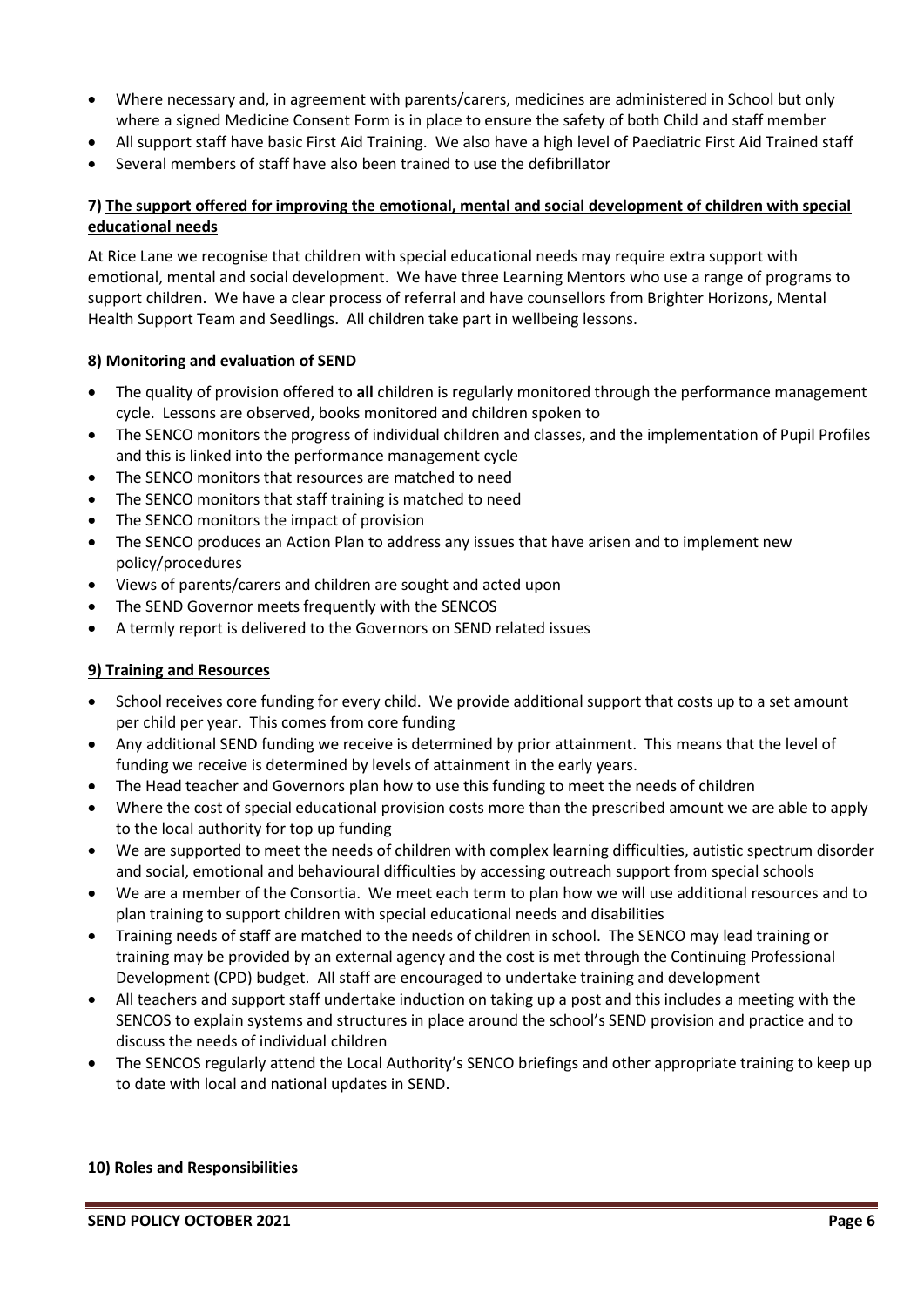- Where necessary and, in agreement with parents/carers, medicines are administered in School but only where a signed Medicine Consent Form is in place to ensure the safety of both Child and staff member
- All support staff have basic First Aid Training. We also have a high level of Paediatric First Aid Trained staff
- Several members of staff have also been trained to use the defibrillator

## 7) The support offered for improving the emotional, mental and social development of children with special educational needs

At Rice Lane we recognise that children with special educational needs may require extra support with emotional, mental and social development. We have three Learning Mentors who use a range of programs to support children. We have a clear process of referral and have counsellors from Brighter Horizons, Mental Health Support Team and Seedlings. All children take part in wellbeing lessons.

## 8) Monitoring and evaluation of SEND

- The quality of provision offered to **all** children is regularly monitored through the performance management cycle. Lessons are observed, books monitored and children spoken to
- The SENCO monitors the progress of individual children and classes, and the implementation of Pupil Profiles and this is linked into the performance management cycle
- The SENCO monitors that resources are matched to need
- The SENCO monitors that staff training is matched to need
- The SENCO monitors the impact of provision
- The SENCO produces an Action Plan to address any issues that have arisen and to implement new policy/procedures
- Views of parents/carers and children are sought and acted upon
- The SEND Governor meets frequently with the SENCOS
- A termly report is delivered to the Governors on SEND related issues

## 9) Training and Resources

- School receives core funding for every child. We provide additional support that costs up to a set amount per child per year. This comes from core funding
- Any additional SEND funding we receive is determined by prior attainment. This means that the level of funding we receive is determined by levels of attainment in the early years.
- The Head teacher and Governors plan how to use this funding to meet the needs of children
- Where the cost of special educational provision costs more than the prescribed amount we are able to apply to the local authority for top up funding
- We are supported to meet the needs of children with complex learning difficulties, autistic spectrum disorder and social, emotional and behavioural difficulties by accessing outreach support from special schools
- We are a member of the Consortia. We meet each term to plan how we will use additional resources and to plan training to support children with special educational needs and disabilities
- Training needs of staff are matched to the needs of children in school. The SENCO may lead training or training may be provided by an external agency and the cost is met through the Continuing Professional Development (CPD) budget. All staff are encouraged to undertake training and development
- All teachers and support staff undertake induction on taking up a post and this includes a meeting with the SENCOS to explain systems and structures in place around the school's SEND provision and practice and to discuss the needs of individual children
- The SENCOS regularly attend the Local Authority's SENCO briefings and other appropriate training to keep up to date with local and national updates in SEND.

## 10) Roles and Responsibilities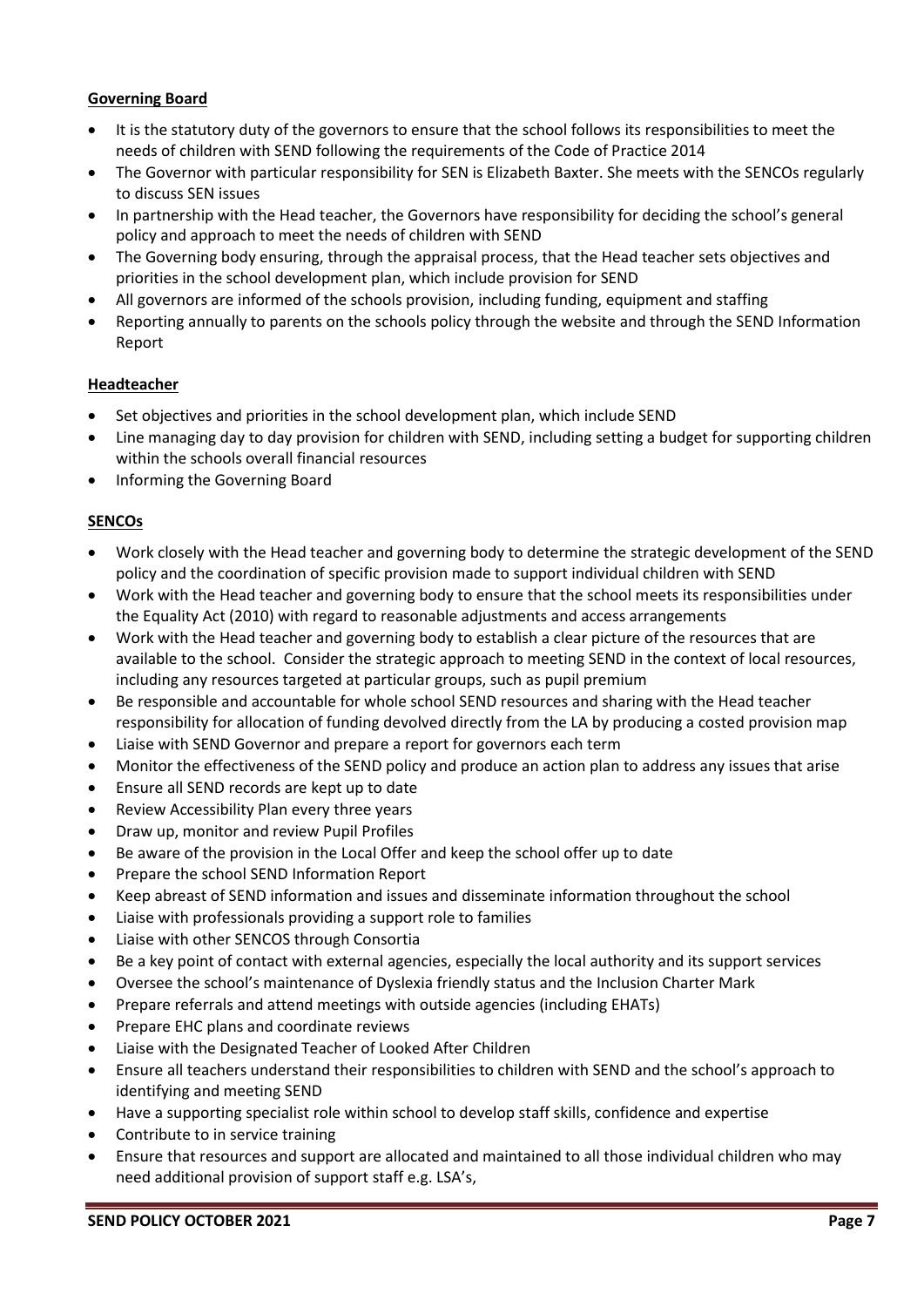**Governing Board**

- It is the statutory duty of the governors to ensure that the school follows its responsibilities to meet the needs of children with SEND following the requirements of the Code of Practice 2014
- The Governor with particular responsibility for SEN is Elizabeth Baxter. She meets with the SENCOs regularly to discuss SEN issues
- In partnership with the Head teacher, the Governors have responsibility for deciding the school's general policy and approach to meet the needs of children with SEND
- The Governing body ensuring, through the appraisal process, that the Head teacher sets objectives and priorities in the school development plan, which include provision for SEND
- All governors are informed of the schools provision, including funding, equipment and staffing
- Reporting annually to parents on the schools policy through the website and through the SEND Information Report

**Headteacher**

- Set objectives and priorities in the school development plan, which include SEND
- Line managing day to day provision for children with SEND, including setting a budget for supporting children within the schools overall financial resources
- Informing the Governing Board

**SENCOs**

- Work closely with the Head teacher and governing body to determine the strategic development of the SEND policy and the coordination of specific provision made to support individual children with SEND
- Work with the Head teacher and governing body to ensure that the school meets its responsibilities under the Equality Act (2010) with regard to reasonable adjustments and access arrangements
- Work with the Head teacher and governing body to establish a clear picture of the resources that are available to the school. Consider the strategic approach to meeting SEND in the context of local resources, including any resources targeted at particular groups, such as pupil premium
- Be responsible and accountable for whole school SEND resources and sharing with the Head teacher responsibility for allocation of funding devolved directly from the LA by producing a costed provision map
- Liaise with SEND Governor and prepare a report for governors each term
- Monitor the effectiveness of the SEND policy and produce an action plan to address any issues that arise
- Ensure all SEND records are kept up to date
- Review Accessibility Plan every three years
- Draw up, monitor and review Pupil Profiles
- Be aware of the provision in the Local Offer and keep the school offer up to date
- Prepare the school SEND Information Report
- Keep abreast of SEND information and issues and disseminate information throughout the school
- Liaise with professionals providing a support role to families
- Liaise with other SENCOS through Consortia
- Be a key point of contact with external agencies, especially the local authority and its support services
- Oversee the school's maintenance of Dyslexia friendly status and the Inclusion Charter Mark
- Prepare referrals and attend meetings with outside agencies (including EHATs)
- Prepare EHC plans and coordinate reviews
- Liaise with the Designated Teacher of Looked After Children
- Ensure all teachers understand their responsibilities to children with SEND and the school's approach to identifying and meeting SEND
- Have a supporting specialist role within school to develop staff skills, confidence and expertise
- Contribute to in service training
- Ensure that resources and support are allocated and maintained to all those individual children who may need additional provision of support staff e.g. LSA's,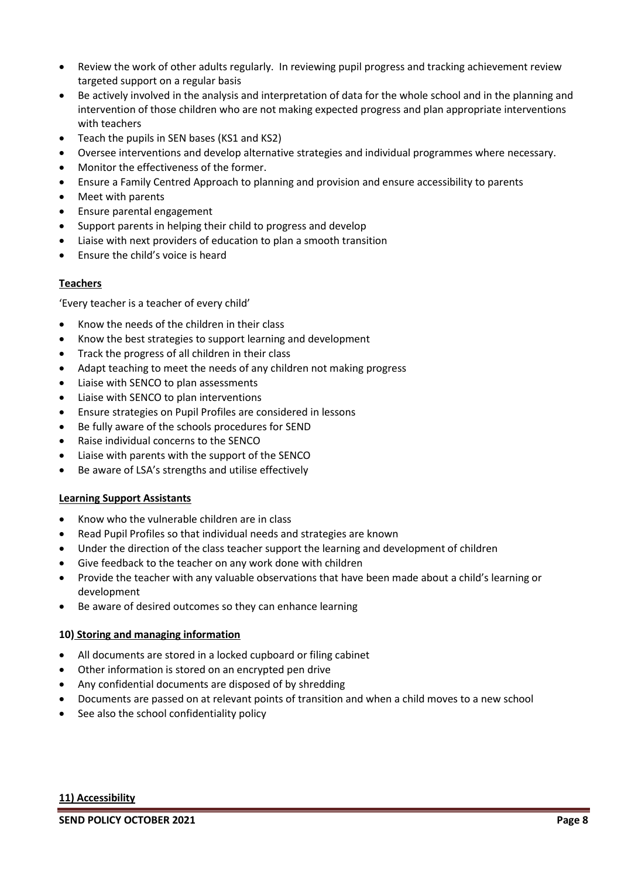- Review the work of other adults regularly. In reviewing pupil progress and tracking achievement review targeted support on a regular basis
- Be actively involved in the analysis and interpretation of data for the whole school and in the planning and intervention of those children who are not making expected progress and plan appropriate interventions with teachers
- Teach the pupils in SEN bases (KS1 and KS2)
- Oversee interventions and develop alternative strategies and individual programmes where necessary.
- Monitor the effectiveness of the former.
- Ensure a Family Centred Approach to planning and provision and ensure accessibility to parents
- Meet with parents
- Ensure parental engagement
- Support parents in helping their child to progress and develop
- Liaise with next providers of education to plan a smooth transition
- Ensure the child's voice is heard

**Teachers**

'Every teacher is a teacher of every child'

- Know the needs of the children in their class
- Know the best strategies to support learning and development
- Track the progress of all children in their class
- Adapt teaching to meet the needs of any children not making progress
- Liaise with SENCO to plan assessments
- Liaise with SENCO to plan interventions
- Ensure strategies on Pupil Profiles are considered in lessons
- Be fully aware of the schools procedures for SEND
- Raise individual concerns to the SENCO
- Liaise with parents with the support of the SENCO
- Be aware of LSA's strengths and utilise effectively

**Learning Support Assistants**

- Know who the vulnerable children are in class
- Read Pupil Profiles so that individual needs and strategies are known
- Under the direction of the class teacher support the learning and development of children
- Give feedback to the teacher on any work done with children
- Provide the teacher with any valuable observations that have been made about a child's learning or development
- Be aware of desired outcomes so they can enhance learning

## 10) Storing and managing information

- All documents are stored in a locked cupboard or filing cabinet
- Other information is stored on an encrypted pen drive
- Any confidential documents are disposed of by shredding
- Documents are passed on at relevant points of transition and when a child moves to a new school
- See also the school confidentiality policy

## 11) Accessibility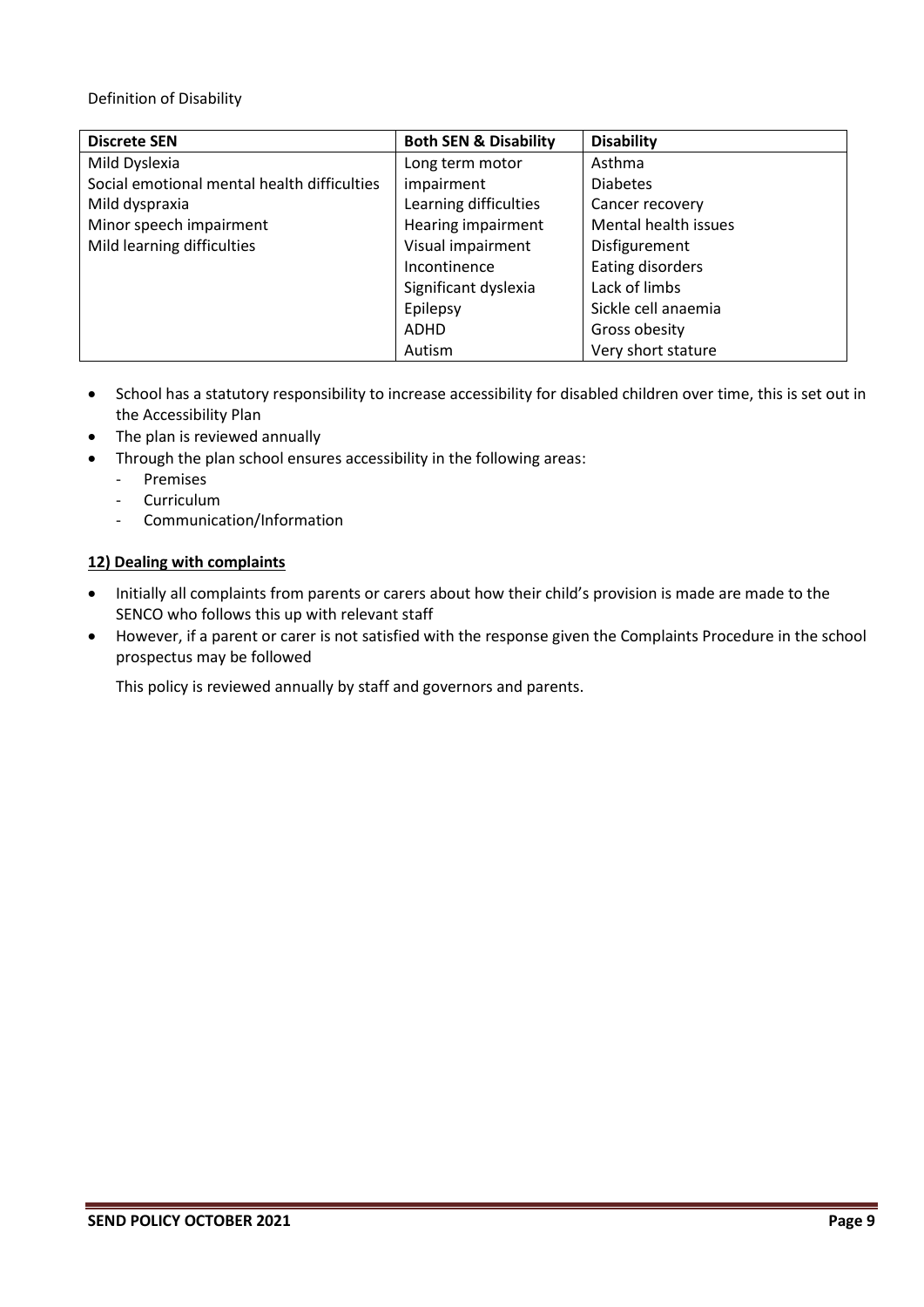Definition of Disability

| Discrete SEN | Both SEN & Disability | Disability |
| --- | --- | --- |
| Mild Dyslexia | Long term motor impairment | Asthma |
| Social emotional mental health difficulties | Learning difficulties | Diabetes |
| Mild dyspraxia | Hearing impairment | Cancer recovery |
| Minor speech impairment | Visual impairment | Mental health issues |
| Mild learning difficulties | Incontinence | Disfigurement |
| | Significant dyslexia | Eating disorders |
| | Epilepsy | Lack of limbs |
| | ADHD | Sickle cell anaemia |
| | Autism | Gross obesity |
| | | Very short stature |

- School has a statutory responsibility to increase accessibility for disabled children over time, this is set out in the Accessibility Plan
- The plan is reviewed annually
- Through the plan school ensures accessibility in the following areas:
  - Premises
  - Curriculum
  - Communication/Information

### 12) Dealing with complaints

- Initially all complaints from parents or carers about how their child's provision is made are made to the SENCO who follows this up with relevant staff
- However, if a parent or carer is not satisfied with the response given the Complaints Procedure in the school prospectus may be followed

This policy is reviewed annually by staff and governors and parents.